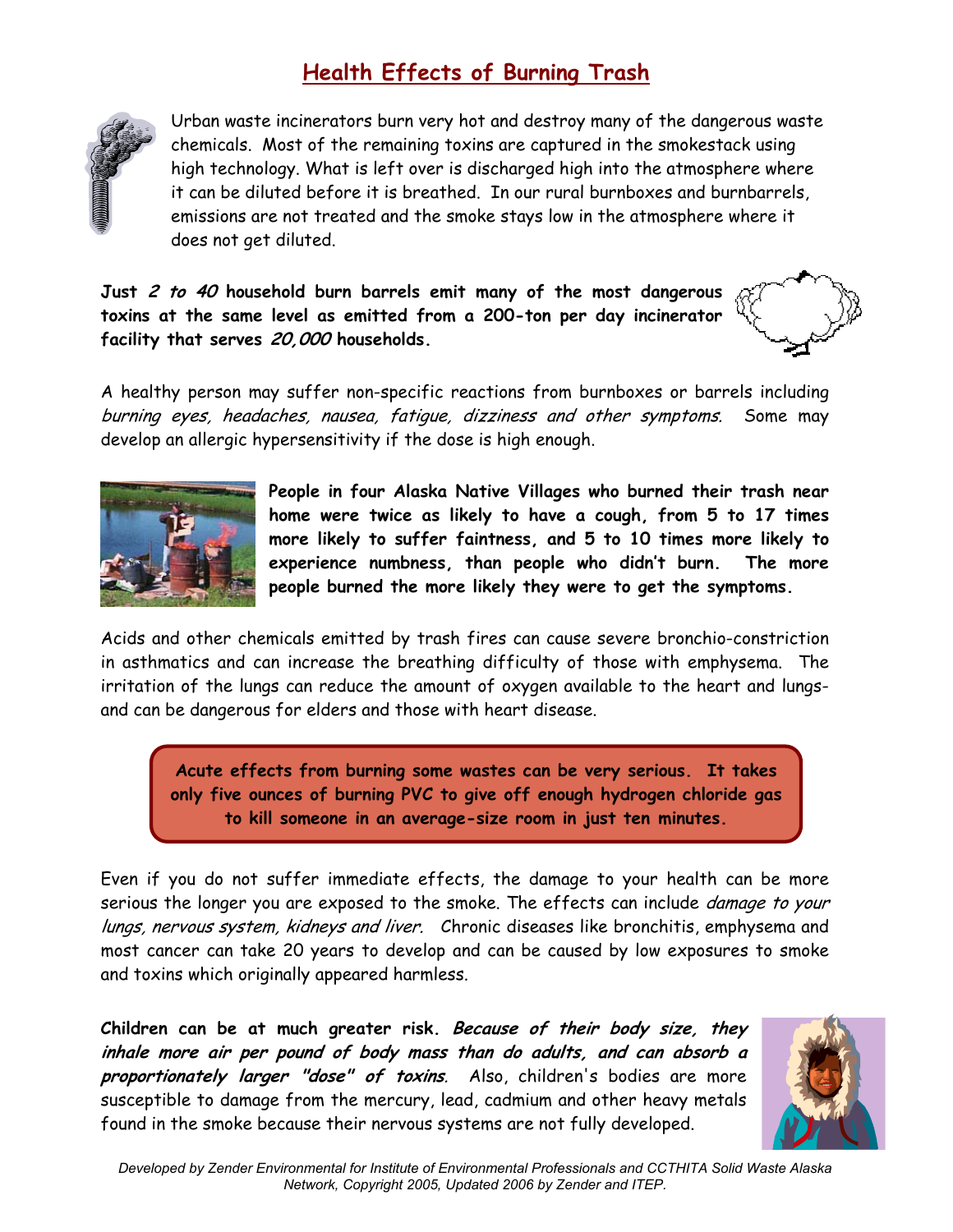# Health Effects of Burning Trash

Urban waste incinerators burn very hot and destroy many of the dangerous waste chemicals. Most of the remaining toxins are captured in the smokestack using high technology. What is left over is discharged high into the atmosphere where it can be diluted before it is breathed. In our rural burnboxes and burnbarrels, emissions are not treated and the smoke stays low in the atmosphere where it does not get diluted.

**Just *2 to 40* household burn barrels emit many of the most dangerous toxins at the same level as emitted from a 200-ton per day incinerator facility that serves *20,000* households.**

A healthy person may suffer non-specific reactions from burnboxes or barrels including *burning eyes, headaches, nausea, fatigue, dizziness and other symptoms.* Some may develop an allergic hypersensitivity if the dose is high enough.

**People in four Alaska Native Villages who burned their trash near home were twice as likely to have a cough, from 5 to 17 times more likely to suffer faintness, and 5 to 10 times more likely to experience numbness, than people who didn't burn. The more people burned the more likely they were to get the symptoms.**

Acids and other chemicals emitted by trash fires can cause severe bronchio-constriction in asthmatics and can increase the breathing difficulty of those with emphysema. The irritation of the lungs can reduce the amount of oxygen available to the heart and lungs- and can be dangerous for elders and those with heart disease.

> **Acute effects from burning some wastes can be very serious. It takes only five ounces of burning PVC to give off enough hydrogen chloride gas to kill someone in an average-size room in just ten minutes.**

Even if you do not suffer immediate effects, the damage to your health can be more serious the longer you are exposed to the smoke. The effects can include *damage to your lungs, nervous system, kidneys and liver.* Chronic diseases like bronchitis, emphysema and most cancer can take 20 years to develop and can be caused by low exposures to smoke and toxins which originally appeared harmless.

**Children can be at much greater risk. *Because of their body size, they inhale more air per pound of body mass than do adults, and can absorb a proportionately larger "dose" of toxins*.** Also, children's bodies are more susceptible to damage from the mercury, lead, cadmium and other heavy metals found in the smoke because their nervous systems are not fully developed.

*Developed by Zender Environmental for Institute of Environmental Professionals and CCTHITA Solid Waste Alaska Network, Copyright 2005, Updated 2006 by Zender and ITEP.*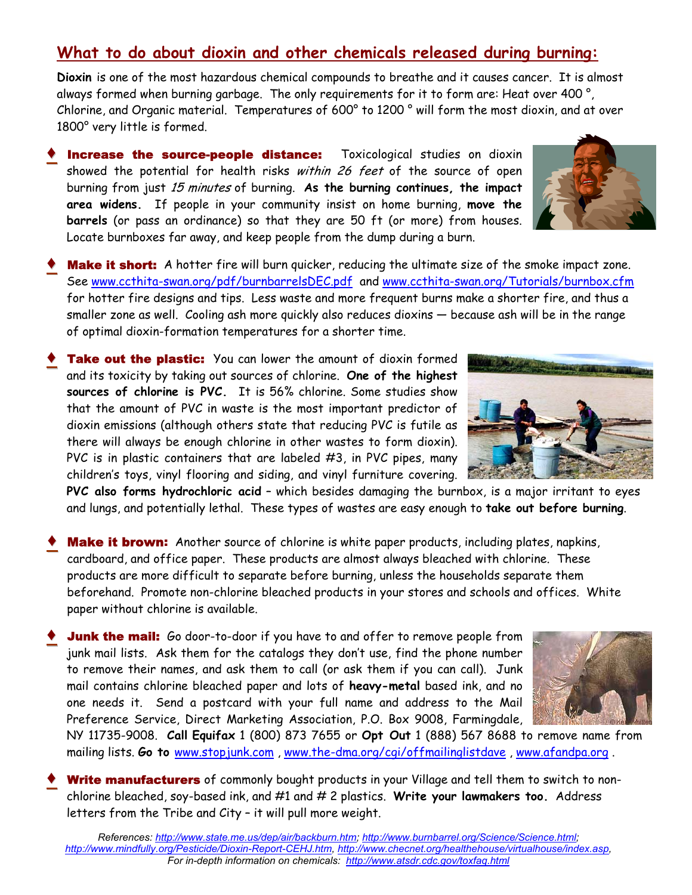## What to do about dioxin and other chemicals released during burning:

**Dioxin** is one of the most hazardous chemical compounds to breathe and it causes cancer. It is almost always formed when burning garbage. The only requirements for it to form are: Heat over 400 °, Chlorine, and Organic material. Temperatures of 600° to 1200 ° will form the most dioxin, and at over 1800° very little is formed.

- **Increase the source-people distance:** Toxicological studies on dioxin showed the potential for health risks *within 26 feet* of the source of open burning from just *15 minutes* of burning. **As the burning continues, the impact area widens.** If people in your community insist on home burning, **move the barrels** (or pass an ordinance) so that they are 50 ft (or more) from houses. Locate burnboxes far away, and keep people from the dump during a burn.

- **Make it short:** A hotter fire will burn quicker, reducing the ultimate size of the smoke impact zone. See www.ccthita-swan.org/pdf/burnbarrelsDEC.pdf and www.ccthita-swan.org/Tutorials/burnbox.cfm for hotter fire designs and tips. Less waste and more frequent burns make a shorter fire, and thus a smaller zone as well. Cooling ash more quickly also reduces dioxins — because ash will be in the range of optimal dioxin-formation temperatures for a shorter time.

- **Take out the plastic:** You can lower the amount of dioxin formed and its toxicity by taking out sources of chlorine. **One of the highest sources of chlorine is PVC.** It is 56% chlorine. Some studies show that the amount of PVC in waste is the most important predictor of dioxin emissions (although others state that reducing PVC is futile as there will always be enough chlorine in other wastes to form dioxin). PVC is in plastic containers that are labeled #3, in PVC pipes, many children's toys, vinyl flooring and siding, and vinyl furniture covering. **PVC also forms hydrochloric acid** – which besides damaging the burnbox, is a major irritant to eyes and lungs, and potentially lethal. These types of wastes are easy enough to **take out before burning**.

- **Make it brown:** Another source of chlorine is white paper products, including plates, napkins, cardboard, and office paper. These products are almost always bleached with chlorine. These products are more difficult to separate before burning, unless the households separate them beforehand. Promote non-chlorine bleached products in your stores and schools and offices. White paper without chlorine is available.

- **Junk the mail:** Go door-to-door if you have to and offer to remove people from junk mail lists. Ask them for the catalogs they don't use, find the phone number to remove their names, and ask them to call (or ask them if you can call). Junk mail contains chlorine bleached paper and lots of **heavy-metal** based ink, and no one needs it. Send a postcard with your full name and address to the Mail Preference Service, Direct Marketing Association, P.O. Box 9008, Farmingdale, NY 11735-9008. **Call Equifax** 1 (800) 873 7655 or **Opt Out** 1 (888) 567 8688 to remove name from mailing lists. **Go to** www.stopjunk.com , www.the-dma.org/cgi/offmailinglistdave , www.afandpa.org .

- **Write manufacturers** of commonly bought products in your Village and tell them to switch to non-chlorine bleached, soy-based ink, and #1 and # 2 plastics. **Write your lawmakers too.** Address letters from the Tribe and City – it will pull more weight.

*References: http://www.state.me.us/dep/air/backburn.htm; http://www.burnbarrel.org/Science/Science.html; http://www.mindfully.org/Pesticide/Dioxin-Report-CEHJ.htm, http://www.checnet.org/healthehouse/virtualhouse/index.asp, For in-depth information on chemicals: http://www.atsdr.cdc.gov/toxfaq.html*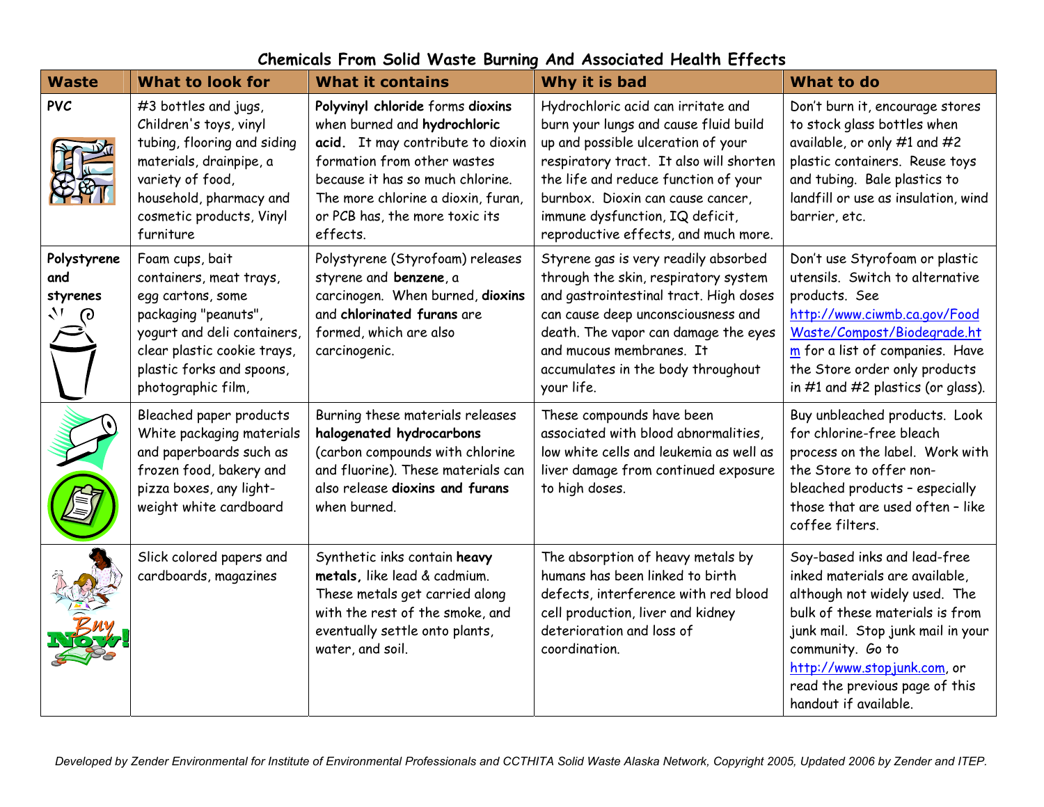# Chemicals From Solid Waste Burning And Associated Health Effects

| Waste | What to look for | What it contains | Why it is bad | What to do |
|---|---|---|---|---|
| **PVC** | #3 bottles and jugs, Children's toys, vinyl tubing, flooring and siding materials, drainpipe, a variety of food, household, pharmacy and cosmetic products, Vinyl furniture | **Polyvinyl chloride** forms **dioxins** when burned and **hydrochloric acid.** It may contribute to dioxin formation from other wastes because it has so much chlorine. The more chlorine a dioxin, furan, or PCB has, the more toxic its effects. | Hydrochloric acid can irritate and burn your lungs and cause fluid build up and possible ulceration of your respiratory tract. It also will shorten the life and reduce function of your burnbox. Dioxin can cause cancer, immune dysfunction, IQ deficit, reproductive effects, and much more. | Don't burn it, encourage stores to stock glass bottles when available, or only #1 and #2 plastic containers. Reuse toys and tubing. Bale plastics to landfill or use as insulation, wind barrier, etc. |
| **Polystyrene and styrenes** | Foam cups, bait containers, meat trays, egg cartons, some packaging "peanuts", yogurt and deli containers, clear plastic cookie trays, plastic forks and spoons, photographic film, | Polystyrene (Styrofoam) releases styrene and **benzene**, a carcinogen. When burned, **dioxins** and **chlorinated furans** are formed, which are also carcinogenic. | Styrene gas is very readily absorbed through the skin, respiratory system and gastrointestinal tract. High doses can cause deep unconsciousness and death. The vapor can damage the eyes and mucous membranes. It accumulates in the body throughout your life. | Don't use Styrofoam or plastic utensils. Switch to alternative products. See http://www.ciwmb.ca.gov/FoodWaste/Compost/Biodegrade.htm for a list of companies. Have the Store order only products in #1 and #2 plastics (or glass). |
| | Bleached paper products White packaging materials and paperboards such as frozen food, bakery and pizza boxes, any light-weight white cardboard | Burning these materials releases **halogenated hydrocarbons** (carbon compounds with chlorine and fluorine). These materials can also release **dioxins and furans** when burned. | These compounds have been associated with blood abnormalities, low white cells and leukemia as well as liver damage from continued exposure to high doses. | Buy unbleached products. Look for chlorine-free bleach process on the label. Work with the Store to offer non-bleached products – especially those that are used often – like coffee filters. |
| | Slick colored papers and cardboards, magazines | Synthetic inks contain **heavy metals,** like lead & cadmium. These metals get carried along with the rest of the smoke, and eventually settle onto plants, water, and soil. | The absorption of heavy metals by humans has been linked to birth defects, interference with red blood cell production, liver and kidney deterioration and loss of coordination. | Soy-based inks and lead-free inked materials are available, although not widely used. The bulk of these materials is from junk mail. Stop junk mail in your community. Go to http://www.stopjunk.com, or read the previous page of this handout if available. |

*Developed by Zender Environmental for Institute of Environmental Professionals and CCTHITA Solid Waste Alaska Network, Copyright 2005, Updated 2006 by Zender and ITEP.*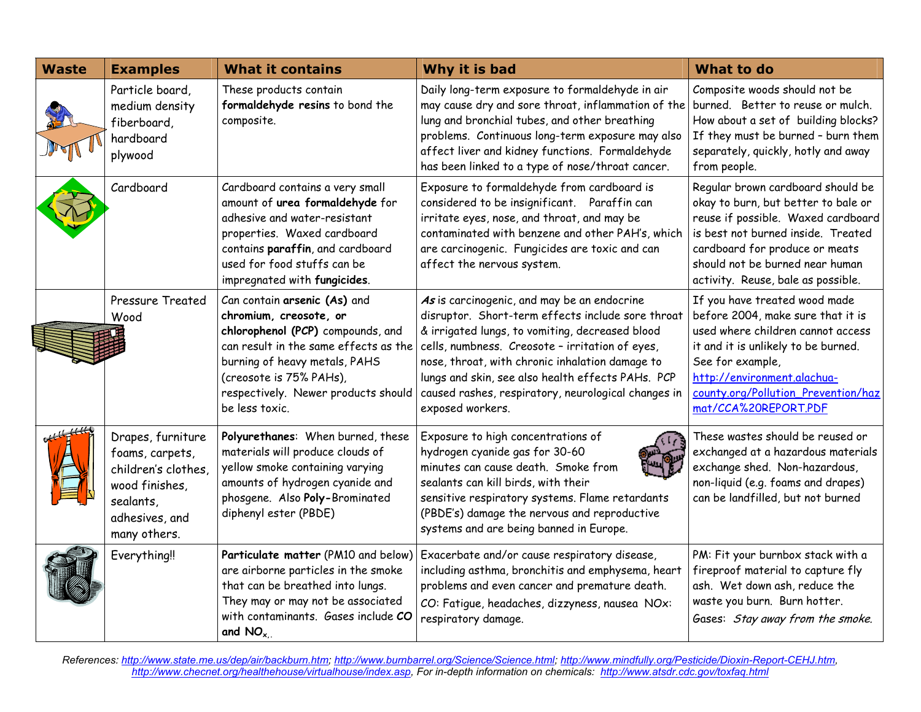| Waste | Examples | What it contains | Why it is bad | What to do |
|---|---|---|---|---|
| | Particle board, medium density fiberboard, hardboard plywood | These products contain **formaldehyde resins** to bond the composite. | Daily long-term exposure to formaldehyde in air may cause dry and sore throat, inflammation of the lung and bronchial tubes, and other breathing problems. Continuous long-term exposure may also affect liver and kidney functions. Formaldehyde has been linked to a type of nose/throat cancer. | Composite woods should not be burned. Better to reuse or mulch. How about a set of building blocks? If they must be burned – burn them separately, quickly, hotly and away from people. |
| | Cardboard | Cardboard contains a very small amount of **urea formaldehyde** for adhesive and water-resistant properties. Waxed cardboard contains **paraffin**, and cardboard used for food stuffs can be impregnated with **fungicides**. | Exposure to formaldehyde from cardboard is considered to be insignificant. Paraffin can irritate eyes, nose, and throat, and may be contaminated with benzene and other PAH's, which are carcinogenic. Fungicides are toxic and can affect the nervous system. | Regular brown cardboard should be okay to burn, but better to bale or reuse if possible. Waxed cardboard is best not burned inside. Treated cardboard for produce or meats should not be burned near human activity. Reuse, bale as possible. |
| | Pressure Treated Wood | Can contain **arsenic (As)** and **chromium, creosote, or chlorophenol (PCP)** compounds, and can result in the same effects as the burning of heavy metals, PAHS (creosote is 75% PAHs), respectively. Newer products should be less toxic. | ***As*** is carcinogenic, and may be an endocrine disruptor. Short-term effects include sore throat & irrigated lungs, to vomiting, decreased blood cells, numbness. Creosote – irritation of eyes, nose, throat, with chronic inhalation damage to lungs and skin, see also health effects PAHs. PCP caused rashes, respiratory, neurological changes in exposed workers. | If you have treated wood made before 2004, make sure that it is used where children cannot access it and it is unlikely to be burned. See for example, http://environment.alachua-county.org/Pollution_Prevention/hazmat/CCA%20REPORT.PDF |
| | Drapes, furniture foams, carpets, children's clothes, wood finishes, sealants, adhesives, and many others. | **Polyurethanes**: When burned, these materials will produce clouds of yellow smoke containing varying amounts of hydrogen cyanide and phosgene. Also **Poly-**Brominated diphenyl ester (PBDE) | Exposure to high concentrations of hydrogen cyanide gas for 30-60 minutes can cause death. Smoke from sealants can kill birds, with their sensitive respiratory systems. Flame retardants (PBDE's) damage the nervous and reproductive systems and are being banned in Europe. | These wastes should be reused or exchanged at a hazardous materials exchange shed. Non-hazardous, non-liquid (e.g. foams and drapes) can be landfilled, but not burned |
| | Everything!! | **Particulate matter** (PM10 and below) are airborne particles in the smoke that can be breathed into lungs. They may or may not be associated with contaminants. Gases include **CO** and **$NO_x$**. | Exacerbate and/or cause respiratory disease, including asthma, bronchitis and emphysema, heart problems and even cancer and premature death. CO: Fatigue, headaches, dizzyness, nausea NOx: respiratory damage. | PM: Fit your burnbox stack with a fireproof material to capture fly ash. Wet down ash, reduce the waste you burn. Burn hotter. Gases: *Stay away from the smoke.* |

*References: http://www.state.me.us/dep/air/backburn.htm; http://www.burnbarrel.org/Science/Science.html; http://www.mindfully.org/Pesticide/Dioxin-Report-CEHJ.htm, http://www.checnet.org/healthehouse/virtualhouse/index.asp, For in-depth information on chemicals: http://www.atsdr.cdc.gov/toxfaq.html*